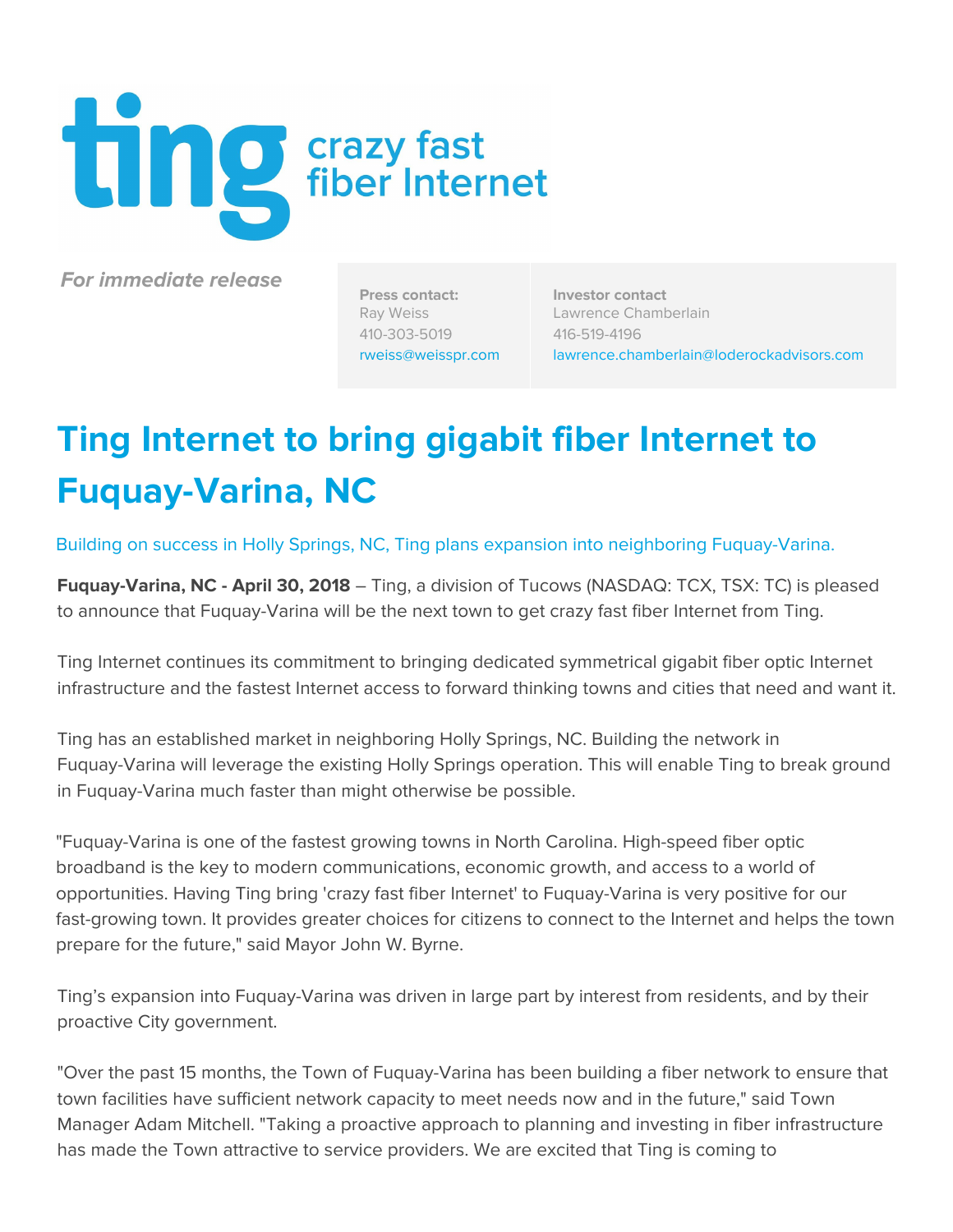ting crazy fast fiber Internet

*For immediate release*

**Press contact:**
Ray Weiss
410-303-5019
rweiss@weisspr.com

**Investor contact**
Lawrence Chamberlain
416-519-4196
lawrence.chamberlain@loderockadvisors.com

# Ting Internet to bring gigabit fiber Internet to Fuquay-Varina, NC

Building on success in Holly Springs, NC, Ting plans expansion into neighboring Fuquay-Varina.

**Fuquay-Varina, NC - April 30, 2018** – Ting, a division of Tucows (NASDAQ: TCX, TSX: TC) is pleased to announce that Fuquay-Varina will be the next town to get crazy fast fiber Internet from Ting.

Ting Internet continues its commitment to bringing dedicated symmetrical gigabit fiber optic Internet infrastructure and the fastest Internet access to forward thinking towns and cities that need and want it.

Ting has an established market in neighboring Holly Springs, NC. Building the network in Fuquay-Varina will leverage the existing Holly Springs operation. This will enable Ting to break ground in Fuquay-Varina much faster than might otherwise be possible.

"Fuquay-Varina is one of the fastest growing towns in North Carolina. High-speed fiber optic broadband is the key to modern communications, economic growth, and access to a world of opportunities. Having Ting bring 'crazy fast fiber Internet' to Fuquay-Varina is very positive for our fast-growing town. It provides greater choices for citizens to connect to the Internet and helps the town prepare for the future," said Mayor John W. Byrne.

Ting's expansion into Fuquay-Varina was driven in large part by interest from residents, and by their proactive City government.

"Over the past 15 months, the Town of Fuquay-Varina has been building a fiber network to ensure that town facilities have sufficient network capacity to meet needs now and in the future," said Town Manager Adam Mitchell. "Taking a proactive approach to planning and investing in fiber infrastructure has made the Town attractive to service providers. We are excited that Ting is coming to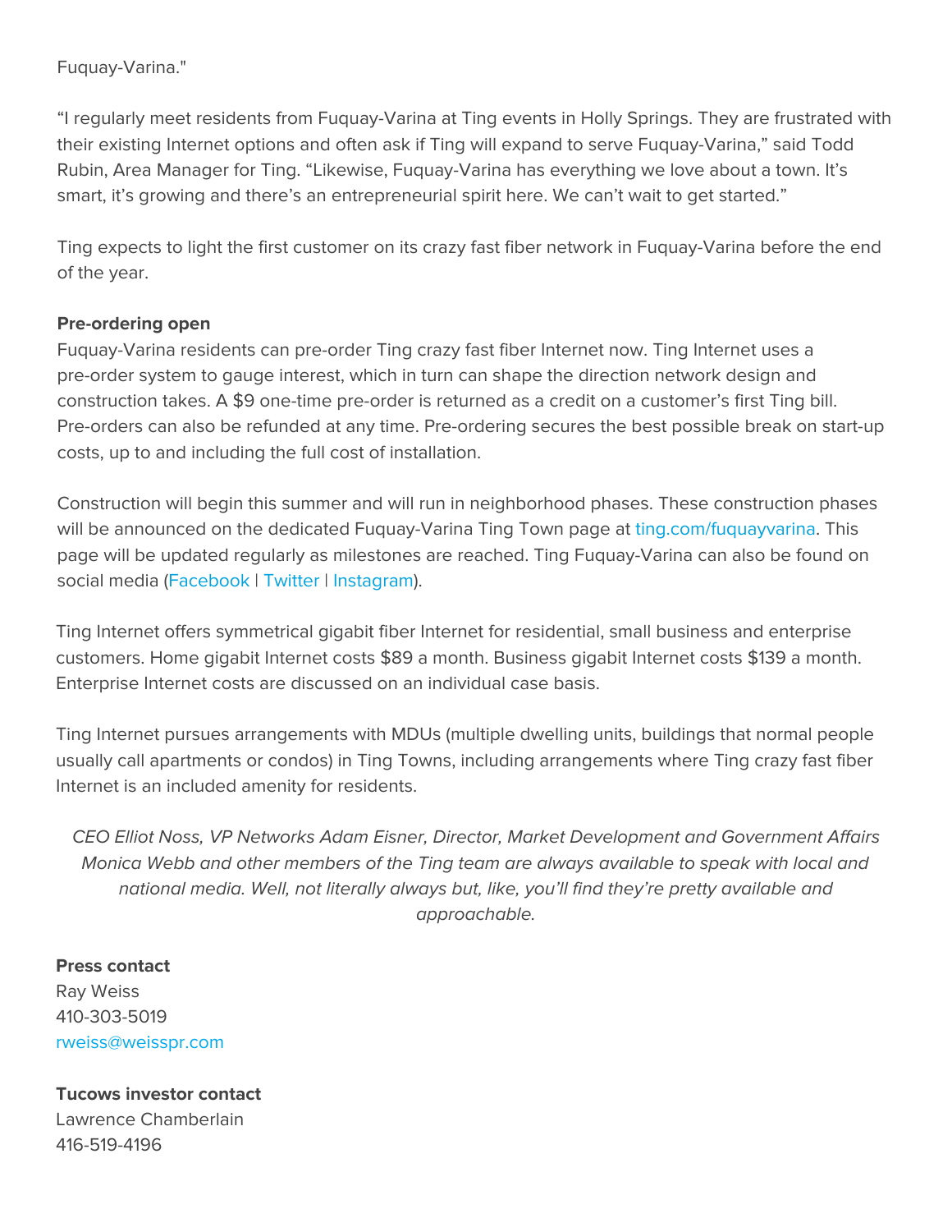Fuquay-Varina."

“I regularly meet residents from Fuquay-Varina at Ting events in Holly Springs. They are frustrated with their existing Internet options and often ask if Ting will expand to serve Fuquay-Varina,” said Todd Rubin, Area Manager for Ting. “Likewise, Fuquay-Varina has everything we love about a town. It’s smart, it’s growing and there’s an entrepreneurial spirit here. We can’t wait to get started.”

Ting expects to light the first customer on its crazy fast fiber network in Fuquay-Varina before the end of the year.

**Pre-ordering open**

Fuquay-Varina residents can pre-order Ting crazy fast fiber Internet now. Ting Internet uses a pre-order system to gauge interest, which in turn can shape the direction network design and construction takes. A $9 one-time pre-order is returned as a credit on a customer’s first Ting bill. Pre-orders can also be refunded at any time. Pre-ordering secures the best possible break on start-up costs, up to and including the full cost of installation.

Construction will begin this summer and will run in neighborhood phases. These construction phases will be announced on the dedicated Fuquay-Varina Ting Town page at ting.com/fuquayvarina. This page will be updated regularly as milestones are reached. Ting Fuquay-Varina can also be found on social media (Facebook | Twitter | Instagram).

Ting Internet offers symmetrical gigabit fiber Internet for residential, small business and enterprise customers. Home gigabit Internet costs $89 a month. Business gigabit Internet costs $139 a month. Enterprise Internet costs are discussed on an individual case basis.

Ting Internet pursues arrangements with MDUs (multiple dwelling units, buildings that normal people usually call apartments or condos) in Ting Towns, including arrangements where Ting crazy fast fiber Internet is an included amenity for residents.

*CEO Elliot Noss, VP Networks Adam Eisner, Director, Market Development and Government Affairs Monica Webb and other members of the Ting team are always available to speak with local and national media. Well, not literally always but, like, you’ll find they’re pretty available and approachable.*

**Press contact**
Ray Weiss
410-303-5019
rweiss@weisspr.com

**Tucows investor contact**
Lawrence Chamberlain
416-519-4196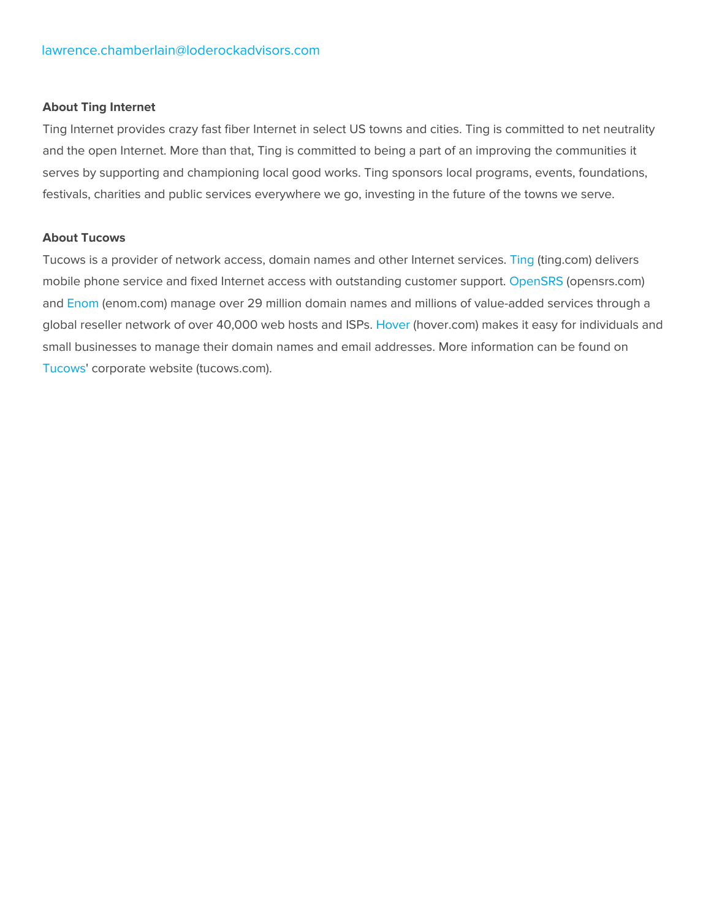lawrence.chamberlain@loderockadvisors.com

**About Ting Internet**

Ting Internet provides crazy fast fiber Internet in select US towns and cities. Ting is committed to net neutrality and the open Internet. More than that, Ting is committed to being a part of an improving the communities it serves by supporting and championing local good works. Ting sponsors local programs, events, foundations, festivals, charities and public services everywhere we go, investing in the future of the towns we serve.

**About Tucows**

Tucows is a provider of network access, domain names and other Internet services. Ting (ting.com) delivers mobile phone service and fixed Internet access with outstanding customer support. OpenSRS (opensrs.com) and Enom (enom.com) manage over 29 million domain names and millions of value-added services through a global reseller network of over 40,000 web hosts and ISPs. Hover (hover.com) makes it easy for individuals and small businesses to manage their domain names and email addresses. More information can be found on Tucows' corporate website (tucows.com).